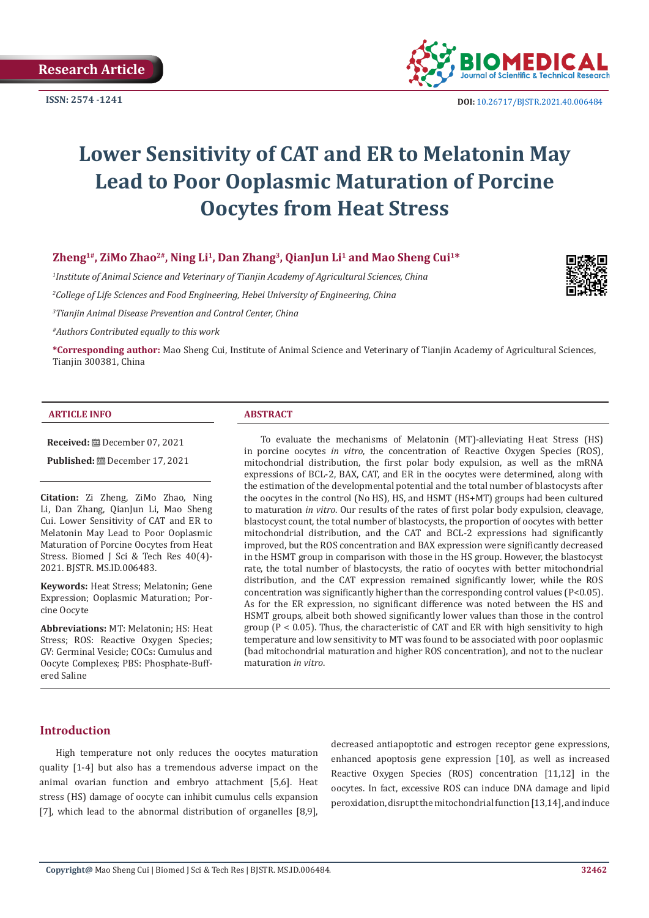Research Article

ISSN: 2574 -1241

DOI: 10.26717/BJSTR.2021.40.006484

# Lower Sensitivity of CAT and ER to Melatonin May Lead to Poor Ooplasmic Maturation of Porcine Oocytes from Heat Stress

**Zheng[1#], ZiMo Zhao[2#], Ning Li[1], Dan Zhang[3], QianJun Li[1] and Mao Sheng Cui[1*]**

[1]*Institute of Animal Science and Veterinary of Tianjin Academy of Agricultural Sciences, China*

[2]*College of Life Sciences and Food Engineering, Hebei University of Engineering, China*

[3]*Tianjin Animal Disease Prevention and Control Center, China*

[#]*Authors Contributed equally to this work*

**\*Corresponding author:** Mao Sheng Cui, Institute of Animal Science and Veterinary of Tianjin Academy of Agricultural Sciences, Tianjin 300381, China

## ARTICLE INFO

**Received:** December 07, 2021

**Published:** December 17, 2021

**Citation:** Zi Zheng, ZiMo Zhao, Ning Li, Dan Zhang, QianJun Li, Mao Sheng Cui. Lower Sensitivity of CAT and ER to Melatonin May Lead to Poor Ooplasmic Maturation of Porcine Oocytes from Heat Stress. Biomed J Sci & Tech Res 40(4)-2021. BJSTR. MS.ID.006483.

**Keywords:** Heat Stress; Melatonin; Gene Expression; Ooplasmic Maturation; Porcine Oocyte

**Abbreviations:** MT: Melatonin; HS: Heat Stress; ROS: Reactive Oxygen Species; GV: Germinal Vesicle; COCs: Cumulus and Oocyte Complexes; PBS: Phosphate-Buffered Saline

## ABSTRACT

To evaluate the mechanisms of Melatonin (MT)-alleviating Heat Stress (HS) in porcine oocytes *in vitro*, the concentration of Reactive Oxygen Species (ROS), mitochondrial distribution, the first polar body expulsion, as well as the mRNA expressions of BCL-2, BAX, CAT, and ER in the oocytes were determined, along with the estimation of the developmental potential and the total number of blastocysts after the oocytes in the control (No HS), HS, and HSMT (HS+MT) groups had been cultured to maturation *in vitro*. Our results of the rates of first polar body expulsion, cleavage, blastocyst count, the total number of blastocysts, the proportion of oocytes with better mitochondrial distribution, and the CAT and BCL-2 expressions had significantly improved, but the ROS concentration and BAX expression were significantly decreased in the HSMT group in comparison with those in the HS group. However, the blastocyst rate, the total number of blastocysts, the ratio of oocytes with better mitochondrial distribution, and the CAT expression remained significantly lower, while the ROS concentration was significantly higher than the corresponding control values ($P<0.05$). As for the ER expression, no significant difference was noted between the HS and HSMT groups, albeit both showed significantly lower values than those in the control group ($P < 0.05$). Thus, the characteristic of CAT and ER with high sensitivity to high temperature and low sensitivity to MT was found to be associated with poor ooplasmic maturation (bad mitochondrial maturation and higher ROS concentration), and not to the nuclear maturation *in vitro*.

## Introduction

High temperature not only reduces the oocytes maturation quality [1-4] but also has a tremendous adverse impact on the animal ovarian function and embryo attachment [5,6]. Heat stress (HS) damage of oocyte can inhibit cumulus cells expansion [7], which lead to the abnormal distribution of organelles [8,9], decreased antiapoptotic and estrogen receptor gene expressions, enhanced apoptosis gene expression [10], as well as increased Reactive Oxygen Species (ROS) concentration [11,12] in the oocytes. In fact, excessive ROS can induce DNA damage and lipid peroxidation, disrupt the mitochondrial function [13,14], and induce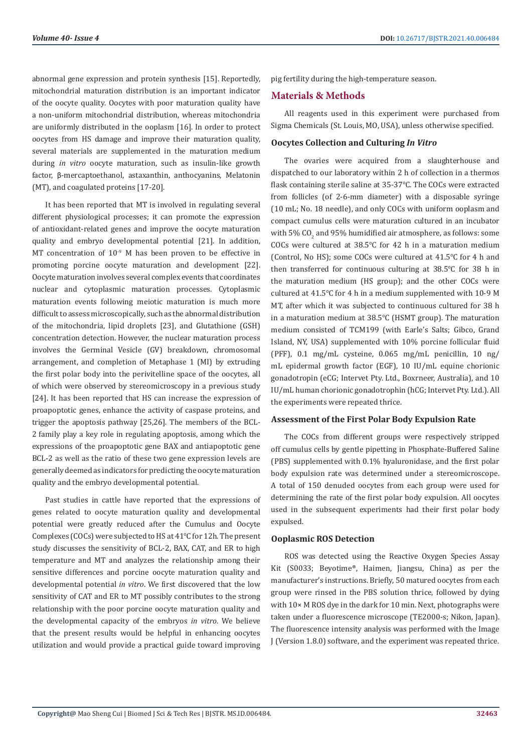abnormal gene expression and protein synthesis [15]. Reportedly, mitochondrial maturation distribution is an important indicator of the oocyte quality. Oocytes with poor maturation quality have a non-uniform mitochondrial distribution, whereas mitochondria are uniformly distributed in the ooplasm [16]. In order to protect oocytes from HS damage and improve their maturation quality, several materials are supplemented in the maturation medium during *in vitro* oocyte maturation, such as insulin-like growth factor, β-mercaptoethanol, astaxanthin, anthocyanins, Melatonin (MT), and coagulated proteins [17-20].

It has been reported that MT is involved in regulating several different physiological processes; it can promote the expression of antioxidant-related genes and improve the oocyte maturation quality and embryo developmental potential [21]. In addition, MT concentration of $10^{-9}$ M has been proven to be effective in promoting porcine oocyte maturation and development [22]. Oocyte maturation involves several complex events that coordinates nuclear and cytoplasmic maturation processes. Cytoplasmic maturation events following meiotic maturation is much more difficult to assess microscopically, such as the abnormal distribution of the mitochondria, lipid droplets [23], and Glutathione (GSH) concentration detection. However, the nuclear maturation process involves the Germinal Vesicle (GV) breakdown, chromosomal arrangement, and completion of Metaphase 1 (MI) by extruding the first polar body into the perivitelline space of the oocytes, all of which were observed by stereomicroscopy in a previous study [24]. It has been reported that HS can increase the expression of proapoptotic genes, enhance the activity of caspase proteins, and trigger the apoptosis pathway [25,26]. The members of the BCL-2 family play a key role in regulating apoptosis, among which the expressions of the proapoptotic gene BAX and antiapoptotic gene BCL-2 as well as the ratio of these two gene expression levels are generally deemed as indicators for predicting the oocyte maturation quality and the embryo developmental potential.

Past studies in cattle have reported that the expressions of genes related to oocyte maturation quality and developmental potential were greatly reduced after the Cumulus and Oocyte Complexes (COCs) were subjected to HS at 41°C for 12h. The present study discusses the sensitivity of BCL-2, BAX, CAT, and ER to high temperature and MT and analyzes the relationship among their sensitive differences and porcine oocyte maturation quality and developmental potential *in vitro*. We first discovered that the low sensitivity of CAT and ER to MT possibly contributes to the strong relationship with the poor porcine oocyte maturation quality and the developmental capacity of the embryos *in vitro*. We believe that the present results would be helpful in enhancing oocytes utilization and would provide a practical guide toward improving pig fertility during the high-temperature season.

## Materials & Methods

All reagents used in this experiment were purchased from Sigma Chemicals (St. Louis, MO, USA), unless otherwise specified.

### Oocytes Collection and Culturing *In Vitro*

The ovaries were acquired from a slaughterhouse and dispatched to our laboratory within 2 h of collection in a thermos flask containing sterile saline at 35-37°C. The COCs were extracted from follicles (of 2-6-mm diameter) with a disposable syringe (10 mL; No. 18 needle), and only COCs with uniform ooplasm and compact cumulus cells were maturation cultured in an incubator with 5% $CO_2$ and 95% humidified air atmosphere, as follows: some COCs were cultured at 38.5°C for 42 h in a maturation medium (Control, No HS); some COCs were cultured at 41.5°C for 4 h and then transferred for continuous culturing at 38.5°C for 38 h in the maturation medium (HS group); and the other COCs were cultured at 41.5°C for 4 h in a medium supplemented with 10-9 M MT, after which it was subjected to continuous cultured for 38 h in a maturation medium at 38.5°C (HSMT group). The maturation medium consisted of TCM199 (with Earle's Salts; Gibco, Grand Island, NY, USA) supplemented with 10% porcine follicular fluid (PFF), 0.1 mg/mL cysteine, 0.065 mg/mL penicillin, 10 ng/mL epidermal growth factor (EGF), 10 IU/mL equine chorionic gonadotropin (eCG; Intervet Pty. Ltd., Boxrneer, Australia), and 10 IU/mL human chorionic gonadotrophin (hCG; Intervet Pty. Ltd.). All the experiments were repeated thrice.

### Assessment of the First Polar Body Expulsion Rate

The COCs from different groups were respectively stripped off cumulus cells by gentle pipetting in Phosphate-Buffered Saline (PBS) supplemented with 0.1% hyaluronidase, and the first polar body expulsion rate was determined under a stereomicroscope. A total of 150 denuded oocytes from each group were used for determining the rate of the first polar body expulsion. All oocytes used in the subsequent experiments had their first polar body expulsed.

### Ooplasmic ROS Detection

ROS was detected using the Reactive Oxygen Species Assay Kit (S0033; Beyotime®, Haimen, Jiangsu, China) as per the manufacturer's instructions. Briefly, 50 matured oocytes from each group were rinsed in the PBS solution thrice, followed by dying with 10× M ROS dye in the dark for 10 min. Next, photographs were taken under a fluorescence microscope (TE2000-s; Nikon, Japan). The fluorescence intensity analysis was performed with the Image J (Version 1.8.0) software, and the experiment was repeated thrice.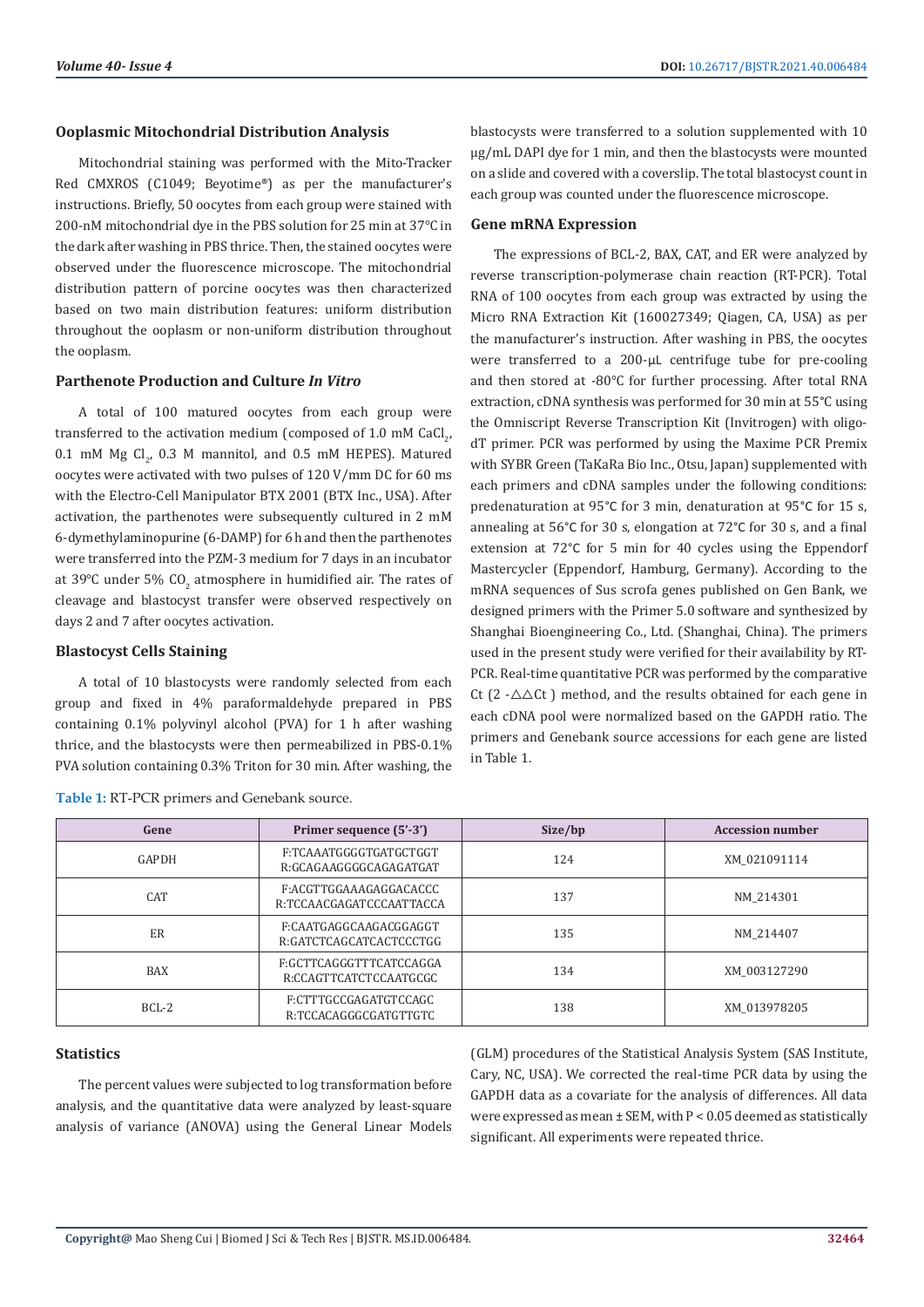### Ooplasmic Mitochondrial Distribution Analysis

Mitochondrial staining was performed with the Mito-Tracker Red CMXROS (C1049; Beyotime®) as per the manufacturer's instructions. Briefly, 50 oocytes from each group were stained with 200-nM mitochondrial dye in the PBS solution for 25 min at 37°C in the dark after washing in PBS thrice. Then, the stained oocytes were observed under the fluorescence microscope. The mitochondrial distribution pattern of porcine oocytes was then characterized based on two main distribution features: uniform distribution throughout the ooplasm or non-uniform distribution throughout the ooplasm.

### Parthenote Production and Culture *In Vitro*

A total of 100 matured oocytes from each group were transferred to the activation medium (composed of 1.0 mM $CaCl_2$, 0.1 mM Mg $Cl_2$, 0.3 M mannitol, and 0.5 mM HEPES). Matured oocytes were activated with two pulses of 120 V/mm DC for 60 ms with the Electro-Cell Manipulator BTX 2001 (BTX Inc., USA). After activation, the parthenotes were subsequently cultured in 2 mM 6-dymethylaminopurine (6-DAMP) for 6 h and then the parthenotes were transferred into the PZM-3 medium for 7 days in an incubator at 39°C under 5% $CO_2$ atmosphere in humidified air. The rates of cleavage and blastocyst transfer were observed respectively on days 2 and 7 after oocytes activation.

### Blastocyst Cells Staining

A total of 10 blastocysts were randomly selected from each group and fixed in 4% paraformaldehyde prepared in PBS containing 0.1% polyvinyl alcohol (PVA) for 1 h after washing thrice, and the blastocysts were then permeabilized in PBS-0.1% PVA solution containing 0.3% Triton for 30 min. After washing, the blastocysts were transferred to a solution supplemented with 10 μg/mL DAPI dye for 1 min, and then the blastocysts were mounted on a slide and covered with a coverslip. The total blastocyst count in each group was counted under the fluorescence microscope.

### Gene mRNA Expression

The expressions of BCL-2, BAX, CAT, and ER were analyzed by reverse transcription-polymerase chain reaction (RT-PCR). Total RNA of 100 oocytes from each group was extracted by using the Micro RNA Extraction Kit (160027349; Qiagen, CA, USA) as per the manufacturer's instruction. After washing in PBS, the oocytes were transferred to a 200-μL centrifuge tube for pre-cooling and then stored at -80°C for further processing. After total RNA extraction, cDNA synthesis was performed for 30 min at 55°C using the Omniscript Reverse Transcription Kit (Invitrogen) with oligo-dT primer. PCR was performed by using the Maxime PCR Premix with SYBR Green (TaKaRa Bio Inc., Otsu, Japan) supplemented with each primers and cDNA samples under the following conditions: predenaturation at 95°C for 3 min, denaturation at 95°C for 15 s, annealing at 56°C for 30 s, elongation at 72°C for 30 s, and a final extension at 72°C for 5 min for 40 cycles using the Eppendorf Mastercycler (Eppendorf, Hamburg, Germany). According to the mRNA sequences of Sus scrofa genes published on Gen Bank, we designed primers with the Primer 5.0 software and synthesized by Shanghai Bioengineering Co., Ltd. (Shanghai, China). The primers used in the present study were verified for their availability by RT-PCR. Real-time quantitative PCR was performed by the comparative Ct ($2^{-\triangle\triangle Ct}$) method, and the results obtained for each gene in each cDNA pool were normalized based on the GAPDH ratio. The primers and Genebank source accessions for each gene are listed in Table 1.

**Table 1:** RT-PCR primers and Genebank source.

| Gene | Primer sequence (5'-3') | Size/bp | Accession number |
|---|---|---|---|
| GAPDH | F:TCAAATGGGGTGATGCTGGT<br>R:GCAGAAGGGGCAGAGATGAT | 124 | XM_021091114 |
| CAT | F:ACGTTGGAAAGAGGACACCC<br>R:TCCAACGAGATCCCAATTACCA | 137 | NM_214301 |
| ER | F:CAATGAGGCAAGACGGAGGT<br>R:GATCTCAGCATCACTCCCTGG | 135 | NM_214407 |
| BAX | F:GCTTCAGGGTTTCATCCAGGA<br>R:CCAGTTCATCTCCAATGCGC | 134 | XM_003127290 |
| BCL-2 | F:CTTTGCCGAGATGTCCAGC<br>R:TCCACAGGGCGATGTTGTC | 138 | XM_013978205 |

### Statistics

The percent values were subjected to log transformation before analysis, and the quantitative data were analyzed by least-square analysis of variance (ANOVA) using the General Linear Models (GLM) procedures of the Statistical Analysis System (SAS Institute, Cary, NC, USA). We corrected the real-time PCR data by using the GAPDH data as a covariate for the analysis of differences. All data were expressed as mean ± SEM, with $P < 0.05$ deemed as statistically significant. All experiments were repeated thrice.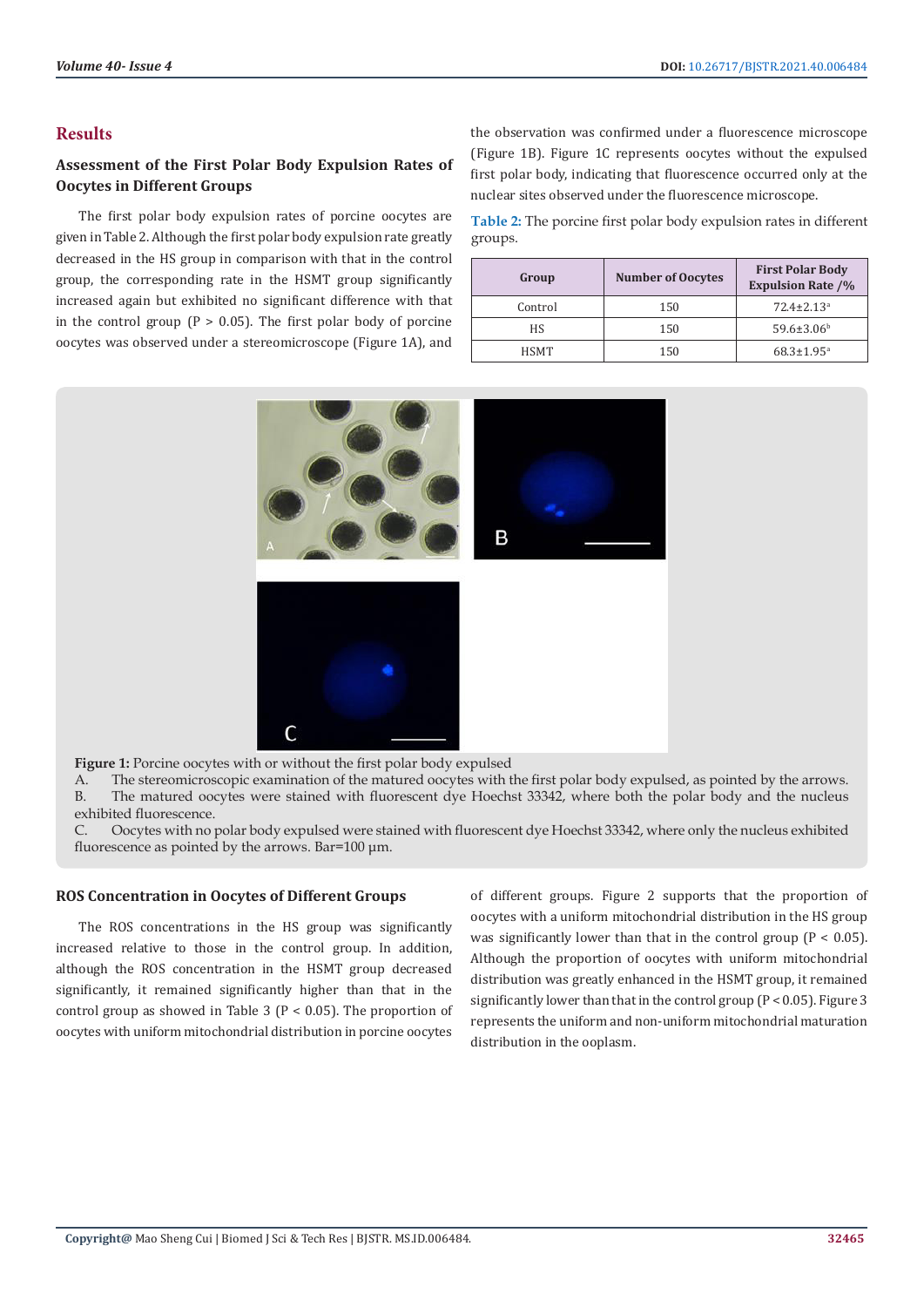## Results

### Assessment of the First Polar Body Expulsion Rates of Oocytes in Different Groups

The first polar body expulsion rates of porcine oocytes are given in Table 2. Although the first polar body expulsion rate greatly decreased in the HS group in comparison with that in the control group, the corresponding rate in the HSMT group significantly increased again but exhibited no significant difference with that in the control group ($P > 0.05$). The first polar body of porcine oocytes was observed under a stereomicroscope (Figure 1A), and the observation was confirmed under a fluorescence microscope (Figure 1B). Figure 1C represents oocytes without the expulsed first polar body, indicating that fluorescence occurred only at the nuclear sites observed under the fluorescence microscope.

**Table 2:** The porcine first polar body expulsion rates in different groups.

| Group | Number of Oocytes | First Polar Body Expulsion Rate /% |
|---|---|---|
| Control | 150 | 72.4±2.13[a] |
| HS | 150 | 59.6±3.06[b] |
| HSMT | 150 | 68.3±1.95[a] |

**Figure 1:** Porcine oocytes with or without the first polar body expulsed

A. The stereomicroscopic examination of the matured oocytes with the first polar body expulsed, as pointed by the arrows.

B. The matured oocytes were stained with fluorescent dye Hoechst 33342, where both the polar body and the nucleus exhibited fluorescence.

C. Oocytes with no polar body expulsed were stained with fluorescent dye Hoechst 33342, where only the nucleus exhibited fluorescence as pointed by the arrows. Bar=100 μm.

### ROS Concentration in Oocytes of Different Groups

The ROS concentrations in the HS group was significantly increased relative to those in the control group. In addition, although the ROS concentration in the HSMT group decreased significantly, it remained significantly higher than that in the control group as showed in Table 3 ($P < 0.05$). The proportion of oocytes with uniform mitochondrial distribution in porcine oocytes of different groups. Figure 2 supports that the proportion of oocytes with a uniform mitochondrial distribution in the HS group was significantly lower than that in the control group ($P < 0.05$). Although the proportion of oocytes with uniform mitochondrial distribution was greatly enhanced in the HSMT group, it remained significantly lower than that in the control group ($P < 0.05$). Figure 3 represents the uniform and non-uniform mitochondrial maturation distribution in the ooplasm.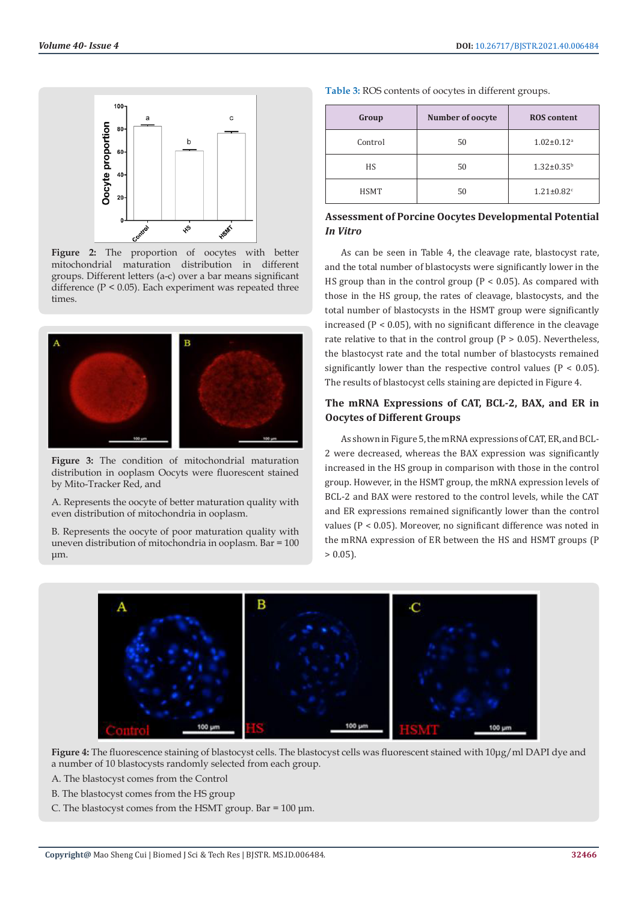Figure 2: The proportion of oocytes with better mitochondrial maturation distribution in different groups. Different letters (a-c) over a bar means significant difference (P < 0.05). Each experiment was repeated three times.

Figure 3: The condition of mitochondrial maturation distribution in ooplasm Oocyts were fluorescent stained by Mito-Tracker Red, and

A. Represents the oocyte of better maturation quality with even distribution of mitochondria in ooplasm.

B. Represents the oocyte of poor maturation quality with uneven distribution of mitochondria in ooplasm. Bar = 100 μm.

Table 3: ROS contents of oocytes in different groups.

| Group | Number of oocyte | ROS content |
|---|---|---|
| Control | 50 | 1.02±0.12[a] |
| HS | 50 | 1.32±0.35[b] |
| HSMT | 50 | 1.21±0.82[c] |

## Assessment of Porcine Oocytes Developmental Potential *In Vitro*

As can be seen in Table 4, the cleavage rate, blastocyst rate, and the total number of blastocysts were significantly lower in the HS group than in the control group (P < 0.05). As compared with those in the HS group, the rates of cleavage, blastocysts, and the total number of blastocysts in the HSMT group were significantly increased (P < 0.05), with no significant difference in the cleavage rate relative to that in the control group (P > 0.05). Nevertheless, the blastocyst rate and the total number of blastocysts remained significantly lower than the respective control values (P < 0.05). The results of blastocyst cells staining are depicted in Figure 4.

## The mRNA Expressions of CAT, BCL-2, BAX, and ER in Oocytes of Different Groups

As shown in Figure 5, the mRNA expressions of CAT, ER, and BCL-2 were decreased, whereas the BAX expression was significantly increased in the HS group in comparison with those in the control group. However, in the HSMT group, the mRNA expression levels of BCL-2 and BAX were restored to the control levels, while the CAT and ER expressions remained significantly lower than the control values (P < 0.05). Moreover, no significant difference was noted in the mRNA expression of ER between the HS and HSMT groups (P > 0.05).

Figure 4: The fluorescence staining of blastocyst cells. The blastocyst cells was fluorescent stained with 10μg/ml DAPI dye and a number of 10 blastocysts randomly selected from each group.

A. The blastocyst comes from the Control

B. The blastocyst comes from the HS group

C. The blastocyst comes from the HSMT group. Bar = 100 μm.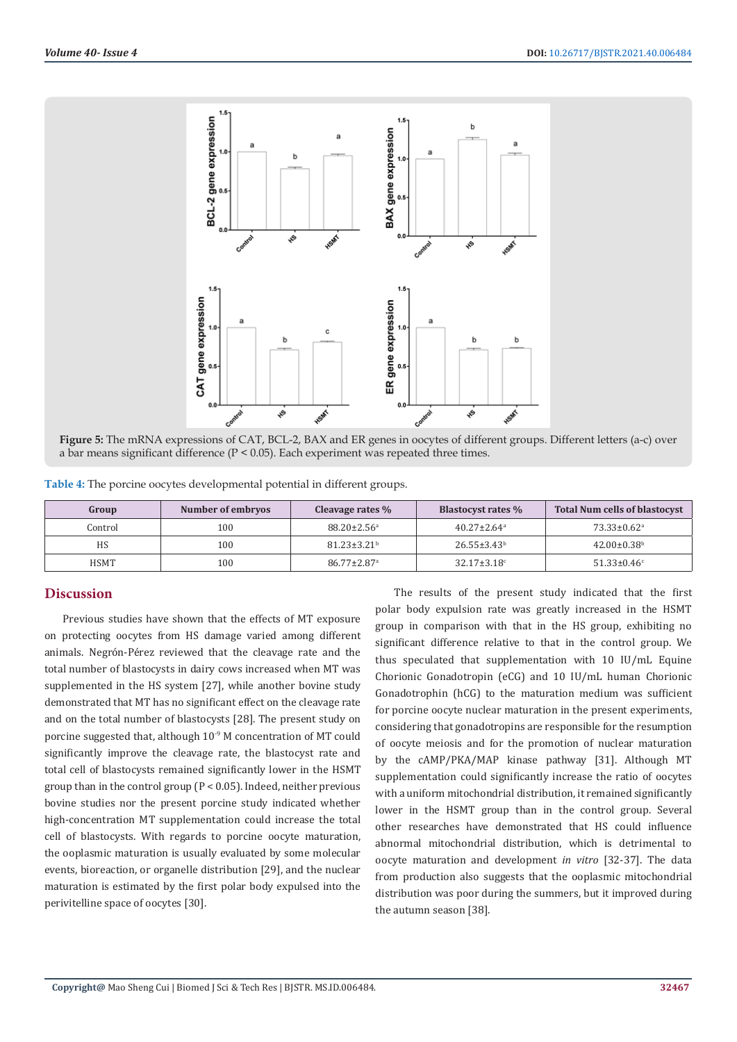Figure 5: The mRNA expressions of CAT, BCL-2, BAX and ER genes in oocytes of different groups. Different letters (a-c) over a bar means significant difference (P < 0.05). Each experiment was repeated three times.

Table 4: The porcine oocytes developmental potential in different groups.

| Group | Number of embryos | Cleavage rates % | Blastocyst rates % | Total Num cells of blastocyst |
|---|---|---|---|---|
| Control | 100 | 88.20±2.56[a] | 40.27±2.64[a] | 73.33±0.62[a] |
| HS | 100 | 81.23±3.21[b] | 26.55±3.43[b] | 42.00±0.38[b] |
| HSMT | 100 | 86.77±2.87[a] | 32.17±3.18[c] | 51.33±0.46[c] |

## Discussion

Previous studies have shown that the effects of MT exposure on protecting oocytes from HS damage varied among different animals. Negrón-Pérez reviewed that the cleavage rate and the total number of blastocysts in dairy cows increased when MT was supplemented in the HS system [27], while another bovine study demonstrated that MT has no significant effect on the cleavage rate and on the total number of blastocysts [28]. The present study on porcine suggested that, although $10^{-9}$ M concentration of MT could significantly improve the cleavage rate, the blastocyst rate and total cell of blastocysts remained significantly lower in the HSMT group than in the control group (P < 0.05). Indeed, neither previous bovine studies nor the present porcine study indicated whether high-concentration MT supplementation could increase the total cell of blastocysts. With regards to porcine oocyte maturation, the ooplasmic maturation is usually evaluated by some molecular events, bioreaction, or organelle distribution [29], and the nuclear maturation is estimated by the first polar body expulsed into the perivitelline space of oocytes [30].

The results of the present study indicated that the first polar body expulsion rate was greatly increased in the HSMT group in comparison with that in the HS group, exhibiting no significant difference relative to that in the control group. We thus speculated that supplementation with 10 IU/mL Equine Chorionic Gonadotropin (eCG) and 10 IU/mL human Chorionic Gonadotrophin (hCG) to the maturation medium was sufficient for porcine oocyte nuclear maturation in the present experiments, considering that gonadotropins are responsible for the resumption of oocyte meiosis and for the promotion of nuclear maturation by the cAMP/PKA/MAP kinase pathway [31]. Although MT supplementation could significantly increase the ratio of oocytes with a uniform mitochondrial distribution, it remained significantly lower in the HSMT group than in the control group. Several other researches have demonstrated that HS could influence abnormal mitochondrial distribution, which is detrimental to oocyte maturation and development *in vitro* [32-37]. The data from production also suggests that the ooplasmic mitochondrial distribution was poor during the summers, but it improved during the autumn season [38].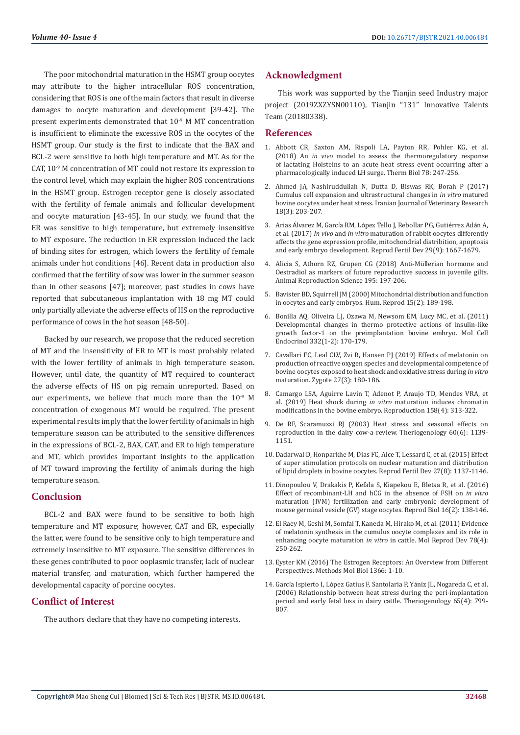The poor mitochondrial maturation in the HSMT group oocytes may attribute to the higher intracellular ROS concentration, considering that ROS is one of the main factors that result in diverse damages to oocyte maturation and development [39-42]. The present experiments demonstrated that $10^{-9}$ M MT concentration is insufficient to eliminate the excessive ROS in the oocytes of the HSMT group. Our study is the first to indicate that the BAX and BCL-2 were sensitive to both high temperature and MT. As for the CAT, $10^{-9}$ M concentration of MT could not restore its expression to the control level, which may explain the higher ROS concentrations in the HSMT group. Estrogen receptor gene is closely associated with the fertility of female animals and follicular development and oocyte maturation [43-45]. In our study, we found that the ER was sensitive to high temperature, but extremely insensitive to MT exposure. The reduction in ER expression induced the lack of binding sites for estrogen, which lowers the fertility of female animals under hot conditions [46]. Recent data in production also confirmed that the fertility of sow was lower in the summer season than in other seasons [47]; moreover, past studies in cows have reported that subcutaneous implantation with 18 mg MT could only partially alleviate the adverse effects of HS on the reproductive performance of cows in the hot season [48-50].

Backed by our research, we propose that the reduced secretion of MT and the insensitivity of ER to MT is most probably related with the lower fertility of animals in high temperature season. However, until date, the quantity of MT required to counteract the adverse effects of HS on pig remain unreported. Based on our experiments, we believe that much more than the $10^{-9}$ M concentration of exogenous MT would be required. The present experimental results imply that the lower fertility of animals in high temperature season can be attributed to the sensitive differences in the expressions of BCL-2, BAX, CAT, and ER to high temperature and MT, which provides important insights to the application of MT toward improving the fertility of animals during the high temperature season.

## Conclusion

BCL-2 and BAX were found to be sensitive to both high temperature and MT exposure; however, CAT and ER, especially the latter, were found to be sensitive only to high temperature and extremely insensitive to MT exposure. The sensitive differences in these genes contributed to poor ooplasmic transfer, lack of nuclear material transfer, and maturation, which further hampered the developmental capacity of porcine oocytes.

## Conflict of Interest

The authors declare that they have no competing interests.

## Acknowledgment

This work was supported by the Tianjin seed Industry major project (2019ZXZYSN00110), Tianjin "131" Innovative Talents Team (20180338).

## References

1. Abbott CR, Saxton AM, Rispoli LA, Payton RR, Pohler KG, et al. (2018) An *in vivo* model to assess the thermoregulatory response of lactating Holsteins to an acute heat stress event occurring after a pharmacologically induced LH surge. Therm Biol 78: 247-256.
2. Ahmed JA, Nashiruddullah N, Dutta D, Biswas RK, Borah P (2017) Cumulus cell expansion and ultrastructural changes in *in vitro* matured bovine oocytes under heat stress. Iranian Journal of Veterinary Research 18(3): 203-207.
3. Arias Álvarez M, García RM, López Tello J, Rebollar PG, Gutiérrez Adán A, et al. (2017) *In vivo* and *in vitro* maturation of rabbit oocytes differently affects the gene expression profile, mitochondrial distribition, apoptosis and early embryo development. Reprod Fertil Dev 29(9): 1667-1679.
4. Alicia S, Athorn RZ, Grupen CG (2018) Anti-Müllerian hormone and Oestradiol as markers of future reproductive success in juvenile gilts. Animal Reproduction Science 195: 197-206.
5. Bavister BD, Squirrell JM (2000) Mitochondrial distribution and function in oocytes and early embryos. Hum. Reprod 15(2): 189-198.
6. Bonilla AQ, Oliveira LJ, Ozawa M, Newsom EM, Lucy MC, et al. (2011) Developmental changes in thermo protective actions of insulin-like growth factor-1 on the preimplantation bovine embryo. Mol Cell Endocrinol 332(1-2): 170-179.
7. Cavallari FC, Leal CLV, Zvi R, Hansen PJ (2019) Effects of melatonin on production of reactive oxygen species and developmental competence of bovine oocytes exposed to heat shock and oxidative stress during *in vitro* maturation. Zygote 27(3): 180-186.
8. Camargo LSA, Aguirre Lavin T, Adenot P, Araujo TD, Mendes VRA, et al. (2019) Heat shock during *in vitro* maturation induces chromatin modifications in the bovine embryo. Reproduction 158(4): 313-322.
9. De RF, Scaramuzzi RJ (2003) Heat stress and seasonal effects on reproduction in the dairy cow-a review. Theriogenology 60(6): 1139-1151.
10. Dadarwal D, Honparkhe M, Dias FC, Alce T, Lessard C, et al. (2015) Effect of super stimulation protocols on nuclear maturation and distribution of lipid droplets in bovine oocytes. Reprod Fertil Dev 27(8): 1137-1146.
11. Dinopoulou V, Drakakis P, Kefala S, Kiapekou E, Bletsa R, et al. (2016) Effect of recombinant-LH and hCG in the absence of FSH on *in vitro* maturation (IVM) fertilization and early embryonic development of mouse germinal vesicle (GV) stage oocytes. Reprod Biol 16(2): 138-146.
12. El Raey M, Geshi M, Somfai T, Kaneda M, Hirako M, et al. (2011) Evidence of melatonin synthesis in the cumulus oocyte complexes and its role in enhancing oocyte maturation *in vitro* in cattle. Mol Reprod Dev 78(4): 250-262.
13. Eyster KM (2016) The Estrogen Receptors: An Overview from Different Perspectives. Methods Mol Biol 1366: 1-10.
14. García Ispierto I, López Gatius F, Santolaria P, Yániz JL, Nogareda C, et al. (2006) Relationship between heat stress during the peri-implantation period and early fetal loss in dairy cattle. Theriogenology 65(4): 799-807.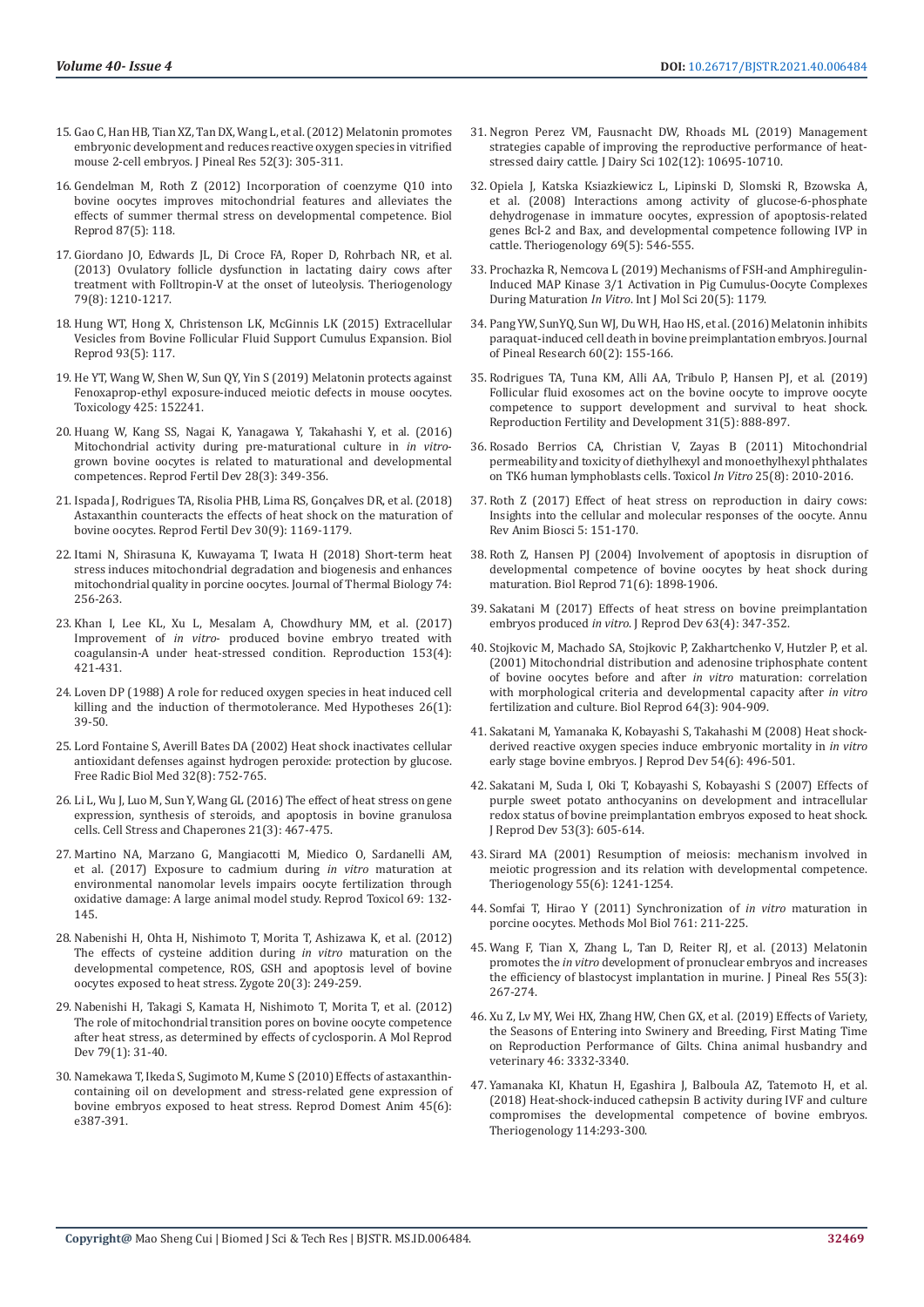15. Gao C, Han HB, Tian XZ, Tan DX, Wang L, et al. (2012) Melatonin promotes embryonic development and reduces reactive oxygen species in vitrified mouse 2-cell embryos. J Pineal Res 52(3): 305-311.
16. Gendelman M, Roth Z (2012) Incorporation of coenzyme Q10 into bovine oocytes improves mitochondrial features and alleviates the effects of summer thermal stress on developmental competence. Biol Reprod 87(5): 118.
17. Giordano JO, Edwards JL, Di Croce FA, Roper D, Rohrbach NR, et al. (2013) Ovulatory follicle dysfunction in lactating dairy cows after treatment with Folltropin-V at the onset of luteolysis. Theriogenology 79(8): 1210-1217.
18. Hung WT, Hong X, Christenson LK, McGinnis LK (2015) Extracellular Vesicles from Bovine Follicular Fluid Support Cumulus Expansion. Biol Reprod 93(5): 117.
19. He YT, Wang W, Shen W, Sun QY, Yin S (2019) Melatonin protects against Fenoxaprop-ethyl exposure-induced meiotic defects in mouse oocytes. Toxicology 425: 152241.
20. Huang W, Kang SS, Nagai K, Yanagawa Y, Takahashi Y, et al. (2016) Mitochondrial activity during pre-maturational culture in *in vitro*-grown bovine oocytes is related to maturational and developmental competences. Reprod Fertil Dev 28(3): 349-356.
21. Ispada J, Rodrigues TA, Risolia PHB, Lima RS, Gonçalves DR, et al. (2018) Astaxanthin counteracts the effects of heat shock on the maturation of bovine oocytes. Reprod Fertil Dev 30(9): 1169-1179.
22. Itami N, Shirasuna K, Kuwayama T, Iwata H (2018) Short-term heat stress induces mitochondrial degradation and biogenesis and enhances mitochondrial quality in porcine oocytes. Journal of Thermal Biology 74: 256-263.
23. Khan I, Lee KL, Xu L, Mesalam A, Chowdhury MM, et al. (2017) Improvement of *in vitro*- produced bovine embryo treated with coagulansin-A under heat-stressed condition. Reproduction 153(4): 421-431.
24. Loven DP (1988) A role for reduced oxygen species in heat induced cell killing and the induction of thermotolerance. Med Hypotheses 26(1): 39-50.
25. Lord Fontaine S, Averill Bates DA (2002) Heat shock inactivates cellular antioxidant defenses against hydrogen peroxide: protection by glucose. Free Radic Biol Med 32(8): 752-765.
26. Li L, Wu J, Luo M, Sun Y, Wang GL (2016) The effect of heat stress on gene expression, synthesis of steroids, and apoptosis in bovine granulosa cells. Cell Stress and Chaperones 21(3): 467-475.
27. Martino NA, Marzano G, Mangiacotti M, Miedico O, Sardanelli AM, et al. (2017) Exposure to cadmium during *in vitro* maturation at environmental nanomolar levels impairs oocyte fertilization through oxidative damage: A large animal model study. Reprod Toxicol 69: 132-145.
28. Nabenishi H, Ohta H, Nishimoto T, Morita T, Ashizawa K, et al. (2012) The effects of cysteine addition during *in vitro* maturation on the developmental competence, ROS, GSH and apoptosis level of bovine oocytes exposed to heat stress. Zygote 20(3): 249-259.
29. Nabenishi H, Takagi S, Kamata H, Nishimoto T, Morita T, et al. (2012) The role of mitochondrial transition pores on bovine oocyte competence after heat stress, as determined by effects of cyclosporin. A Mol Reprod Dev 79(1): 31-40.
30. Namekawa T, Ikeda S, Sugimoto M, Kume S (2010) Effects of astaxanthin-containing oil on development and stress-related gene expression of bovine embryos exposed to heat stress. Reprod Domest Anim 45(6): e387-391.
31. Negron Perez VM, Fausnacht DW, Rhoads ML (2019) Management strategies capable of improving the reproductive performance of heat-stressed dairy cattle. J Dairy Sci 102(12): 10695-10710.
32. Opiela J, Katska Ksiazkiewicz L, Lipinski D, Slomski R, Bzowska A, et al. (2008) Interactions among activity of glucose-6-phosphate dehydrogenase in immature oocytes, expression of apoptosis-related genes Bcl-2 and Bax, and developmental competence following IVP in cattle. Theriogenology 69(5): 546-555.
33. Prochazka R, Nemcova L (2019) Mechanisms of FSH-and Amphiregulin-Induced MAP Kinase 3/1 Activation in Pig Cumulus-Oocyte Complexes During Maturation *In Vitro*. Int J Mol Sci 20(5): 1179.
34. Pang YW, SunYQ, Sun WJ, Du WH, Hao HS, et al. (2016) Melatonin inhibits paraquat-induced cell death in bovine preimplantation embryos. Journal of Pineal Research 60(2): 155-166.
35. Rodrigues TA, Tuna KM, Alli AA, Tribulo P, Hansen PJ, et al. (2019) Follicular fluid exosomes act on the bovine oocyte to improve oocyte competence to support development and survival to heat shock. Reproduction Fertility and Development 31(5): 888-897.
36. Rosado Berrios CA, Christian V, Zayas B (2011) Mitochondrial permeability and toxicity of diethylhexyl and monoethylhexyl phthalates on TK6 human lymphoblasts cells. Toxicol *In Vitro* 25(8): 2010-2016.
37. Roth Z (2017) Effect of heat stress on reproduction in dairy cows: Insights into the cellular and molecular responses of the oocyte. Annu Rev Anim Biosci 5: 151-170.
38. Roth Z, Hansen PJ (2004) Involvement of apoptosis in disruption of developmental competence of bovine oocytes by heat shock during maturation. Biol Reprod 71(6): 1898-1906.
39. Sakatani M (2017) Effects of heat stress on bovine preimplantation embryos produced *in vitro*. J Reprod Dev 63(4): 347-352.
40. Stojkovic M, Machado SA, Stojkovic P, Zakhartchenko V, Hutzler P, et al. (2001) Mitochondrial distribution and adenosine triphosphate content of bovine oocytes before and after *in vitro* maturation: correlation with morphological criteria and developmental capacity after *in vitro* fertilization and culture. Biol Reprod 64(3): 904-909.
41. Sakatani M, Yamanaka K, Kobayashi S, Takahashi M (2008) Heat shock-derived reactive oxygen species induce embryonic mortality in *in vitro* early stage bovine embryos. J Reprod Dev 54(6): 496-501.
42. Sakatani M, Suda I, Oki T, Kobayashi S, Kobayashi S (2007) Effects of purple sweet potato anthocyanins on development and intracellular redox status of bovine preimplantation embryos exposed to heat shock. J Reprod Dev 53(3): 605-614.
43. Sirard MA (2001) Resumption of meiosis: mechanism involved in meiotic progression and its relation with developmental competence. Theriogenology 55(6): 1241-1254.
44. Somfai T, Hirao Y (2011) Synchronization of *in vitro* maturation in porcine oocytes. Methods Mol Biol 761: 211-225.
45. Wang F, Tian X, Zhang L, Tan D, Reiter RJ, et al. (2013) Melatonin promotes the *in vitro* development of pronuclear embryos and increases the efficiency of blastocyst implantation in murine. J Pineal Res 55(3): 267-274.
46. Xu Z, Lv MY, Wei HX, Zhang HW, Chen GX, et al. (2019) Effects of Variety, the Seasons of Entering into Swinery and Breeding, First Mating Time on Reproduction Performance of Gilts. China animal husbandry and veterinary 46: 3332-3340.
47. Yamanaka KI, Khatun H, Egashira J, Balboula AZ, Tatemoto H, et al. (2018) Heat-shock-induced cathepsin B activity during IVF and culture compromises the developmental competence of bovine embryos. Theriogenology 114:293-300.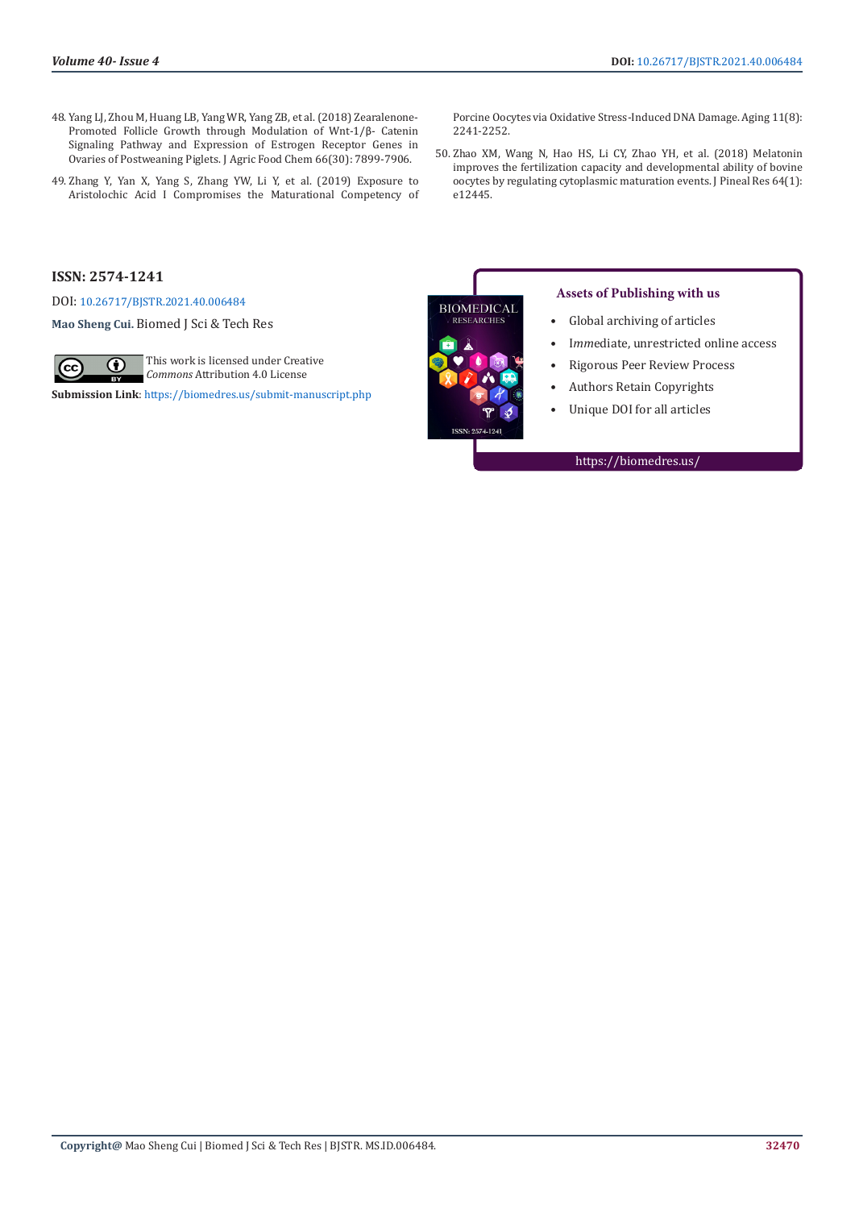48. Yang LJ, Zhou M, Huang LB, Yang WR, Yang ZB, et al. (2018) Zearalenone-Promoted Follicle Growth through Modulation of Wnt-1/β- Catenin Signaling Pathway and Expression of Estrogen Receptor Genes in Ovaries of Postweaning Piglets. J Agric Food Chem 66(30): 7899-7906.

49. Zhang Y, Yan X, Yang S, Zhang YW, Li Y, et al. (2019) Exposure to Aristolochic Acid I Compromises the Maturational Competency of Porcine Oocytes via Oxidative Stress-Induced DNA Damage. Aging 11(8): 2241-2252.

50. Zhao XM, Wang N, Hao HS, Li CY, Zhao YH, et al. (2018) Melatonin improves the fertilization capacity and developmental ability of bovine oocytes by regulating cytoplasmic maturation events. J Pineal Res 64(1): e12445.

**ISSN: 2574-1241**

DOI: 10.26717/BJSTR.2021.40.006484

**Mao Sheng Cui.** Biomed J Sci & Tech Res

This work is licensed under Creative *Commons* Attribution 4.0 License

**Submission Link**: https://biomedres.us/submit-manuscript.php

BIOMEDICAL RESEARCHES

ISSN: 2574-1241

**Assets of Publishing with us**

- Global archiving of articles
- Immediate, unrestricted online access
- Rigorous Peer Review Process
- Authors Retain Copyrights
- Unique DOI for all articles

https://biomedres.us/